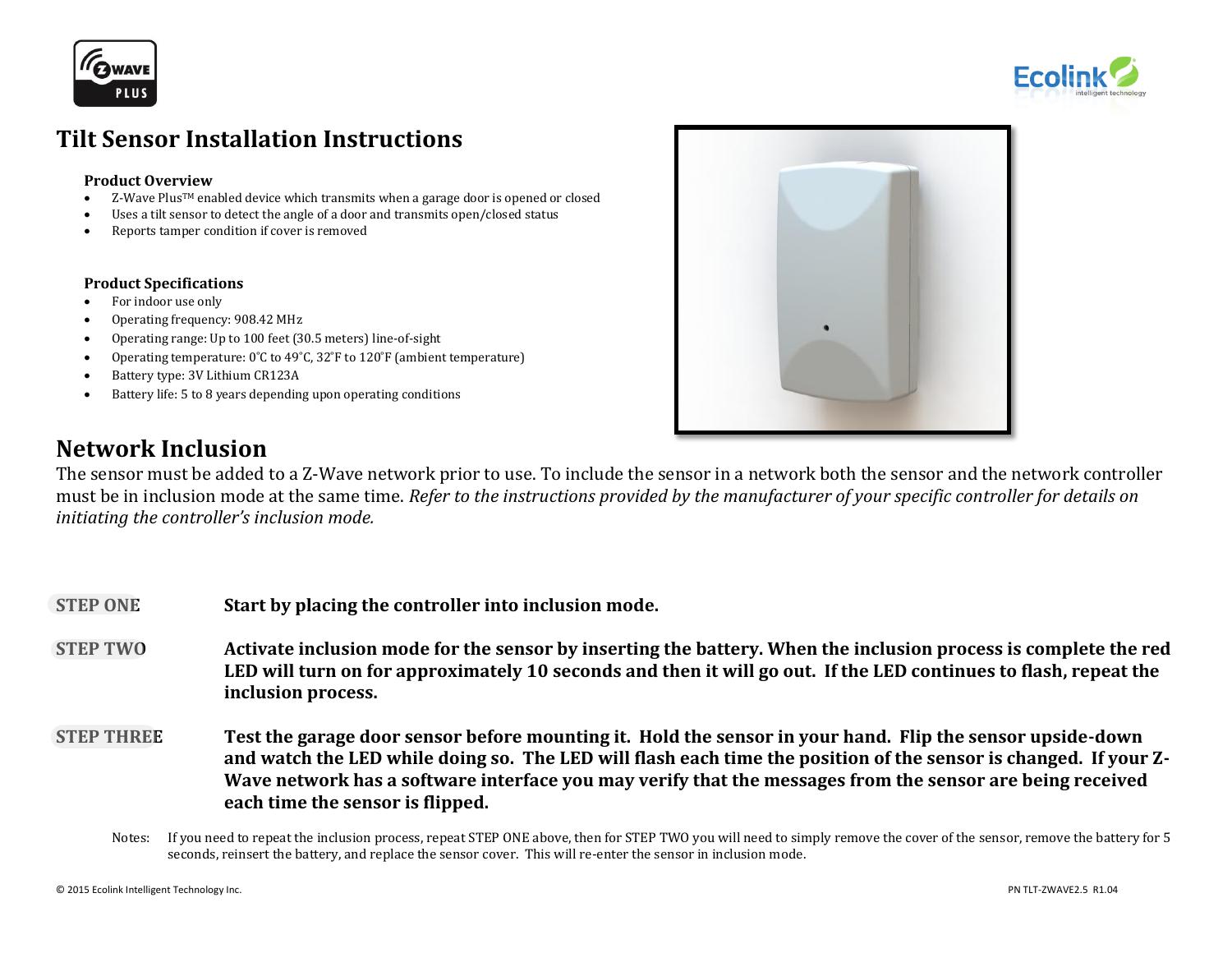# Tilt Sensor Installation Instructions

### Product Overview

- Z-Wave Plus™ enabled device which transmits when a garage door is opened or closed
- Uses a tilt sensor to detect the angle of a door and transmits open/closed status
- Reports tamper condition if cover is removed

### Product Specifications

- For indoor use only
- Operating frequency: 908.42 MHz
- Operating range: Up to 100 feet (30.5 meters) line-of-sight
- Operating temperature: 0˚C to 49˚C, 32˚F to 120˚F (ambient temperature)
- Battery type: 3V Lithium CR123A
- Battery life: 5 to 8 years depending upon operating conditions

## Network Inclusion

The sensor must be added to a Z-Wave network prior to use. To include the sensor in a network both the sensor and the network controller must be in inclusion mode at the same time. *Refer to the instructions provided by the manufacturer of your specific controller for details on initiating the controller's inclusion mode.*

**STEP ONE** **Start by placing the controller into inclusion mode.**

**STEP TWO** **Activate inclusion mode for the sensor by inserting the battery. When the inclusion process is complete the red LED will turn on for approximately 10 seconds and then it will go out. If the LED continues to flash, repeat the inclusion process.**

**STEP THREE** **Test the garage door sensor before mounting it. Hold the sensor in your hand. Flip the sensor upside-down and watch the LED while doing so. The LED will flash each time the position of the sensor is changed. If your Z-Wave network has a software interface you may verify that the messages from the sensor are being received each time the sensor is flipped.**

Notes: If you need to repeat the inclusion process, repeat STEP ONE above, then for STEP TWO you will need to simply remove the cover of the sensor, remove the battery for 5 seconds, reinsert the battery, and replace the sensor cover. This will re-enter the sensor in inclusion mode.

© 2015 Ecolink Intelligent Technology Inc. PN TLT-ZWAVE2.5 R1.04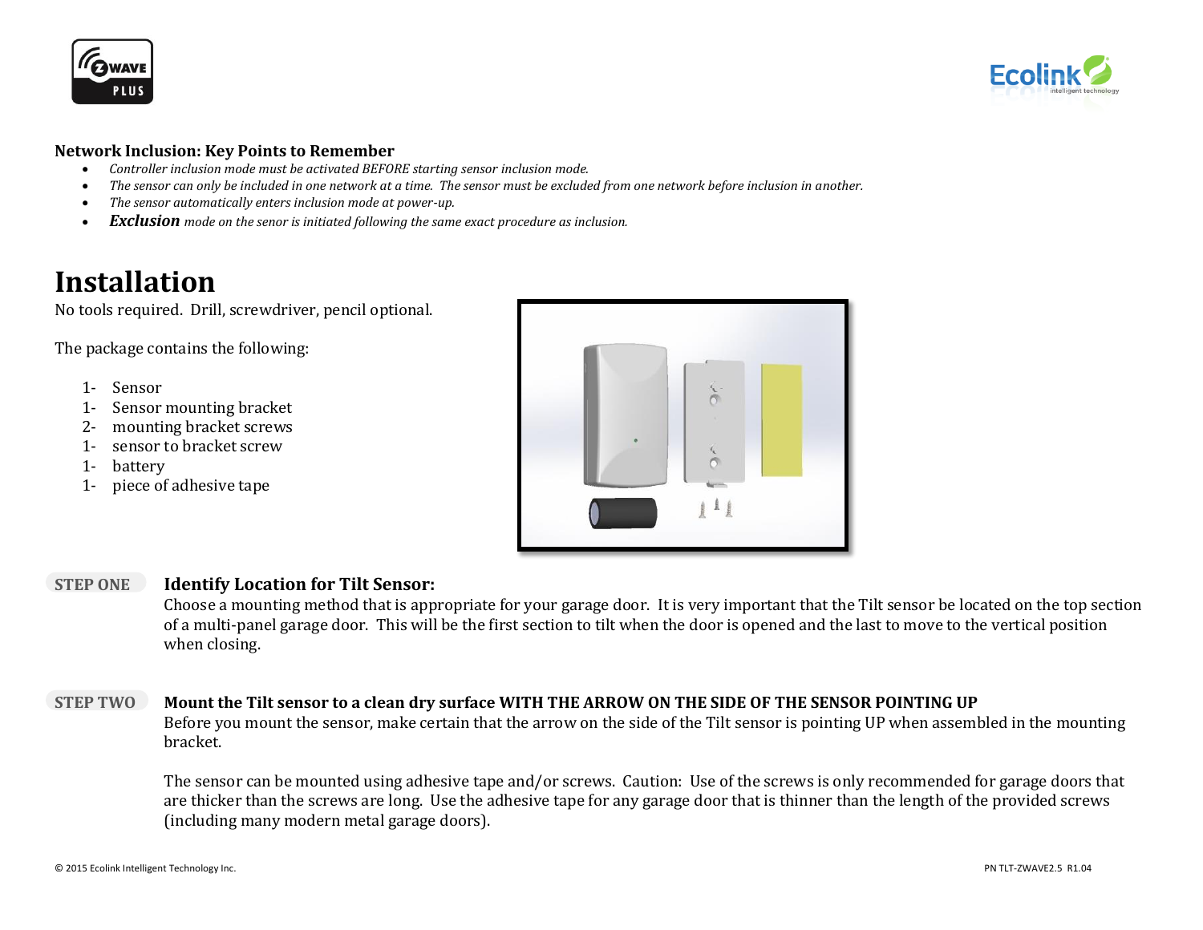**Network Inclusion: Key Points to Remember**

- *Controller inclusion mode must be activated BEFORE starting sensor inclusion mode.*
- *The sensor can only be included in one network at a time. The sensor must be excluded from one network before inclusion in another.*
- *The sensor automatically enters inclusion mode at power-up.*
- ***Exclusion** mode on the senor is initiated following the same exact procedure as inclusion.*

# Installation

No tools required. Drill, screwdriver, pencil optional.

The package contains the following:

1- Sensor
1- Sensor mounting bracket
2- mounting bracket screws
1- sensor to bracket screw
1- battery
1- piece of adhesive tape

STEP ONE

**Identify Location for Tilt Sensor:**

Choose a mounting method that is appropriate for your garage door. It is very important that the Tilt sensor be located on the top section of a multi-panel garage door. This will be the first section to tilt when the door is opened and the last to move to the vertical position when closing.

STEP TWO

**Mount the Tilt sensor to a clean dry surface WITH THE ARROW ON THE SIDE OF THE SENSOR POINTING UP**

Before you mount the sensor, make certain that the arrow on the side of the Tilt sensor is pointing UP when assembled in the mounting bracket.

The sensor can be mounted using adhesive tape and/or screws. Caution: Use of the screws is only recommended for garage doors that are thicker than the screws are long. Use the adhesive tape for any garage door that is thinner than the length of the provided screws (including many modern metal garage doors).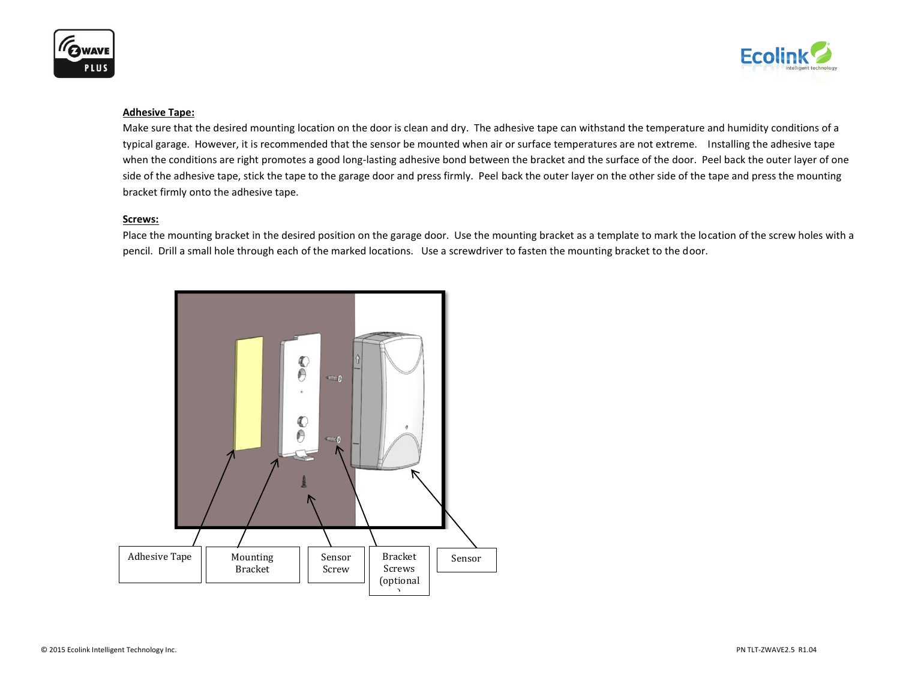**Adhesive Tape:**

Make sure that the desired mounting location on the door is clean and dry. The adhesive tape can withstand the temperature and humidity conditions of a typical garage. However, it is recommended that the sensor be mounted when air or surface temperatures are not extreme. Installing the adhesive tape when the conditions are right promotes a good long-lasting adhesive bond between the bracket and the surface of the door. Peel back the outer layer of one side of the adhesive tape, stick the tape to the garage door and press firmly. Peel back the outer layer on the other side of the tape and press the mounting bracket firmly onto the adhesive tape.

**Screws:**

Place the mounting bracket in the desired position on the garage door. Use the mounting bracket as a template to mark the location of the screw holes with a pencil. Drill a small hole through each of the marked locations. Use a screwdriver to fasten the mounting bracket to the door.

Adhesive Tape

Mounting Bracket

Sensor Screw

Bracket Screws (optional)

Sensor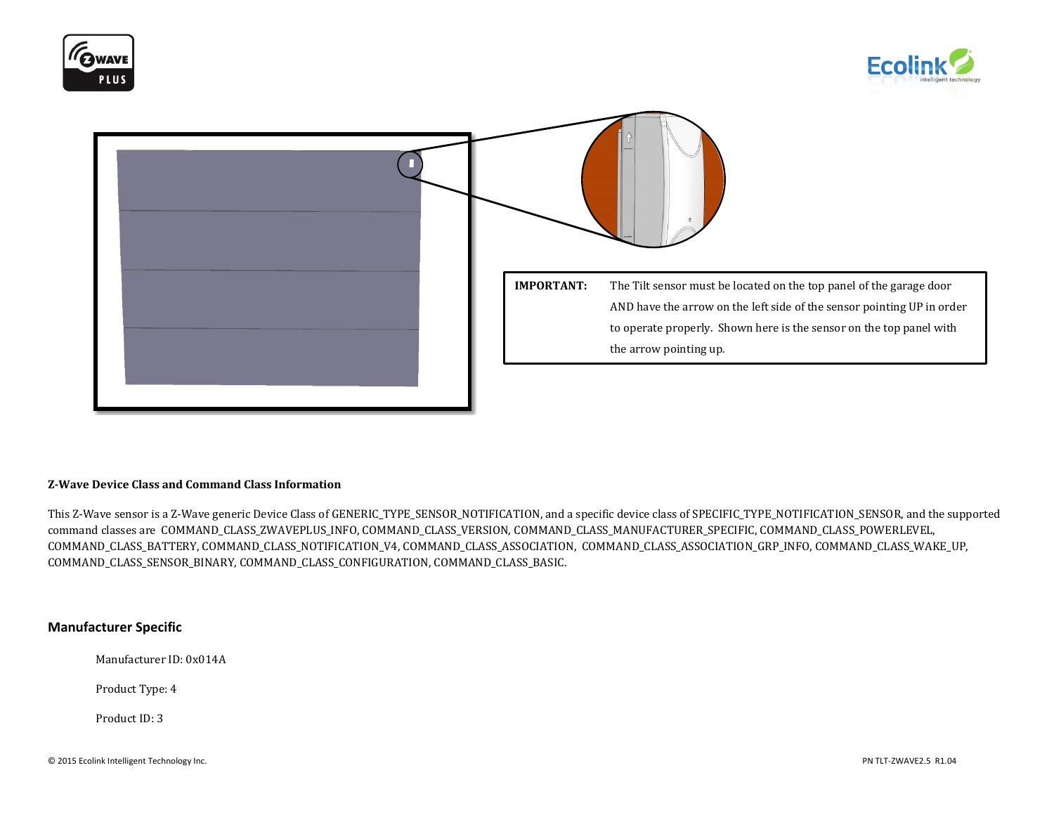**IMPORTANT:** The Tilt sensor must be located on the top panel of the garage door AND have the arrow on the left side of the sensor pointing UP in order to operate properly. Shown here is the sensor on the top panel with the arrow pointing up.

**Z-Wave Device Class and Command Class Information**

This Z-Wave sensor is a Z-Wave generic Device Class of GENERIC_TYPE_SENSOR_NOTIFICATION, and a specific device class of SPECIFIC_TYPE_NOTIFICATION_SENSOR, and the supported command classes are COMMAND_CLASS_ZWAVEPLUS_INFO, COMMAND_CLASS_VERSION, COMMAND_CLASS_MANUFACTURER_SPECIFIC, COMMAND_CLASS_POWERLEVEL, COMMAND_CLASS_BATTERY, COMMAND_CLASS_NOTIFICATION_V4, COMMAND_CLASS_ASSOCIATION, COMMAND_CLASS_ASSOCIATION_GRP_INFO, COMMAND_CLASS_WAKE_UP, COMMAND_CLASS_SENSOR_BINARY, COMMAND_CLASS_CONFIGURATION, COMMAND_CLASS_BASIC.

## Manufacturer Specific

Manufacturer ID: 0x014A

Product Type: 4

Product ID: 3

© 2015 Ecolink Intelligent Technology Inc.

PN TLT-ZWAVE2.5 R1.04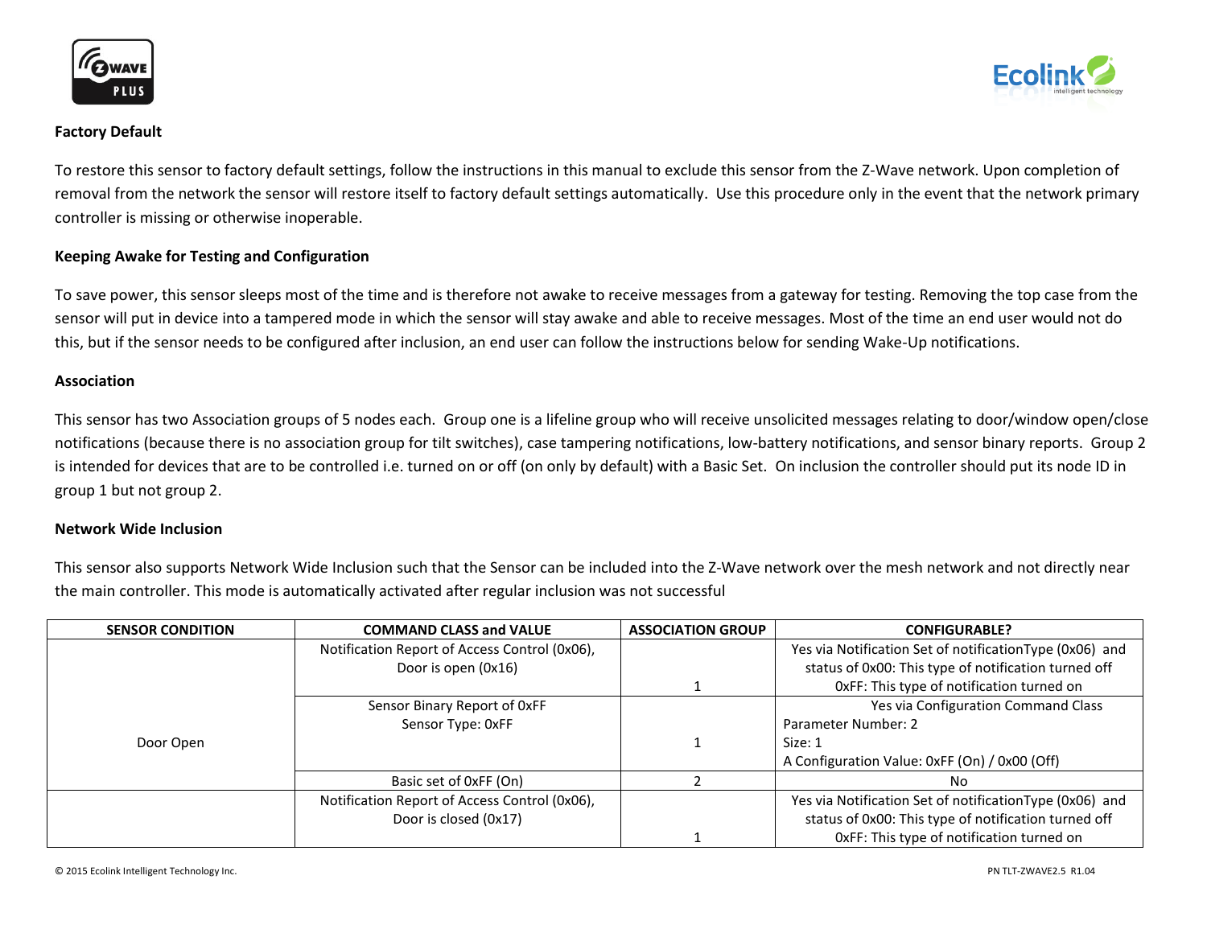### Factory Default

To restore this sensor to factory default settings, follow the instructions in this manual to exclude this sensor from the Z-Wave network. Upon completion of removal from the network the sensor will restore itself to factory default settings automatically. Use this procedure only in the event that the network primary controller is missing or otherwise inoperable.

### Keeping Awake for Testing and Configuration

To save power, this sensor sleeps most of the time and is therefore not awake to receive messages from a gateway for testing. Removing the top case from the sensor will put in device into a tampered mode in which the sensor will stay awake and able to receive messages. Most of the time an end user would not do this, but if the sensor needs to be configured after inclusion, an end user can follow the instructions below for sending Wake-Up notifications.

### Association

This sensor has two Association groups of 5 nodes each. Group one is a lifeline group who will receive unsolicited messages relating to door/window open/close notifications (because there is no association group for tilt switches), case tampering notifications, low-battery notifications, and sensor binary reports. Group 2 is intended for devices that are to be controlled i.e. turned on or off (on only by default) with a Basic Set. On inclusion the controller should put its node ID in group 1 but not group 2.

### Network Wide Inclusion

This sensor also supports Network Wide Inclusion such that the Sensor can be included into the Z-Wave network over the mesh network and not directly near the main controller. This mode is automatically activated after regular inclusion was not successful

| SENSOR CONDITION | COMMAND CLASS and VALUE | ASSOCIATION GROUP | CONFIGURABLE? |
|---|---|---|---|
| Door Open | Notification Report of Access Control (0x06), Door is open (0x16) | 1 | Yes via Notification Set of notificationType (0x06) and status of 0x00: This type of notification turned off 0xFF: This type of notification turned on |
| | Sensor Binary Report of 0xFF Sensor Type: 0xFF | 1 | Yes via Configuration Command Class Parameter Number: 2 Size: 1 A Configuration Value: 0xFF (On) / 0x00 (Off) |
| | Basic set of 0xFF (On) | 2 | No |
| | Notification Report of Access Control (0x06), Door is closed (0x17) | 1 | Yes via Notification Set of notificationType (0x06) and status of 0x00: This type of notification turned off 0xFF: This type of notification turned on |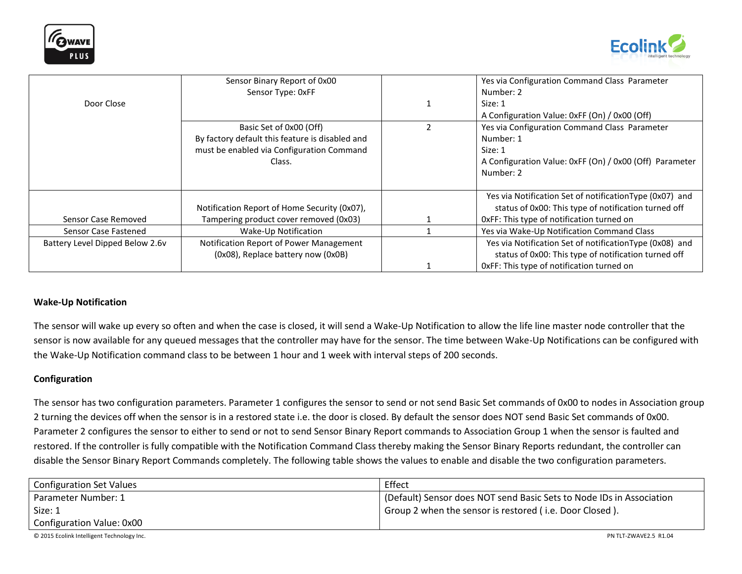| | | | |
|---|---|---|---|
| Door Close | Sensor Binary Report of 0x00<br>Sensor Type: 0xFF | 1 | Yes via Configuration Command Class Parameter Number: 2<br>Size: 1<br>A Configuration Value: 0xFF (On) / 0x00 (Off) |
| | Basic Set of 0x00 (Off)<br>By factory default this feature is disabled and must be enabled via Configuration Command Class. | 2 | Yes via Configuration Command Class Parameter Number: 1<br>Size: 1<br>A Configuration Value: 0xFF (On) / 0x00 (Off) Parameter Number: 2 |
| Sensor Case Removed | Notification Report of Home Security (0x07), Tampering product cover removed (0x03) | 1 | Yes via Notification Set of notificationType (0x07) and status of 0x00: This type of notification turned off<br>0xFF: This type of notification turned on |
| Sensor Case Fastened | Wake-Up Notification | 1 | Yes via Wake-Up Notification Command Class |
| Battery Level Dipped Below 2.6v | Notification Report of Power Management (0x08), Replace battery now (0x0B) | 1 | Yes via Notification Set of notificationType (0x08) and status of 0x00: This type of notification turned off<br>0xFF: This type of notification turned on |

**Wake-Up Notification**

The sensor will wake up every so often and when the case is closed, it will send a Wake-Up Notification to allow the life line master node controller that the sensor is now available for any queued messages that the controller may have for the sensor. The time between Wake-Up Notifications can be configured with the Wake-Up Notification command class to be between 1 hour and 1 week with interval steps of 200 seconds.

**Configuration**

The sensor has two configuration parameters. Parameter 1 configures the sensor to send or not send Basic Set commands of 0x00 to nodes in Association group 2 turning the devices off when the sensor is in a restored state i.e. the door is closed. By default the sensor does NOT send Basic Set commands of 0x00. Parameter 2 configures the sensor to either to send or not to send Sensor Binary Report commands to Association Group 1 when the sensor is faulted and restored. If the controller is fully compatible with the Notification Command Class thereby making the Sensor Binary Reports redundant, the controller can disable the Sensor Binary Report Commands completely. The following table shows the values to enable and disable the two configuration parameters.

| Configuration Set Values | Effect |
|---|---|
| Parameter Number: 1<br>Size: 1<br>Configuration Value: 0x00 | (Default) Sensor does NOT send Basic Sets to Node IDs in Association Group 2 when the sensor is restored ( i.e. Door Closed ). |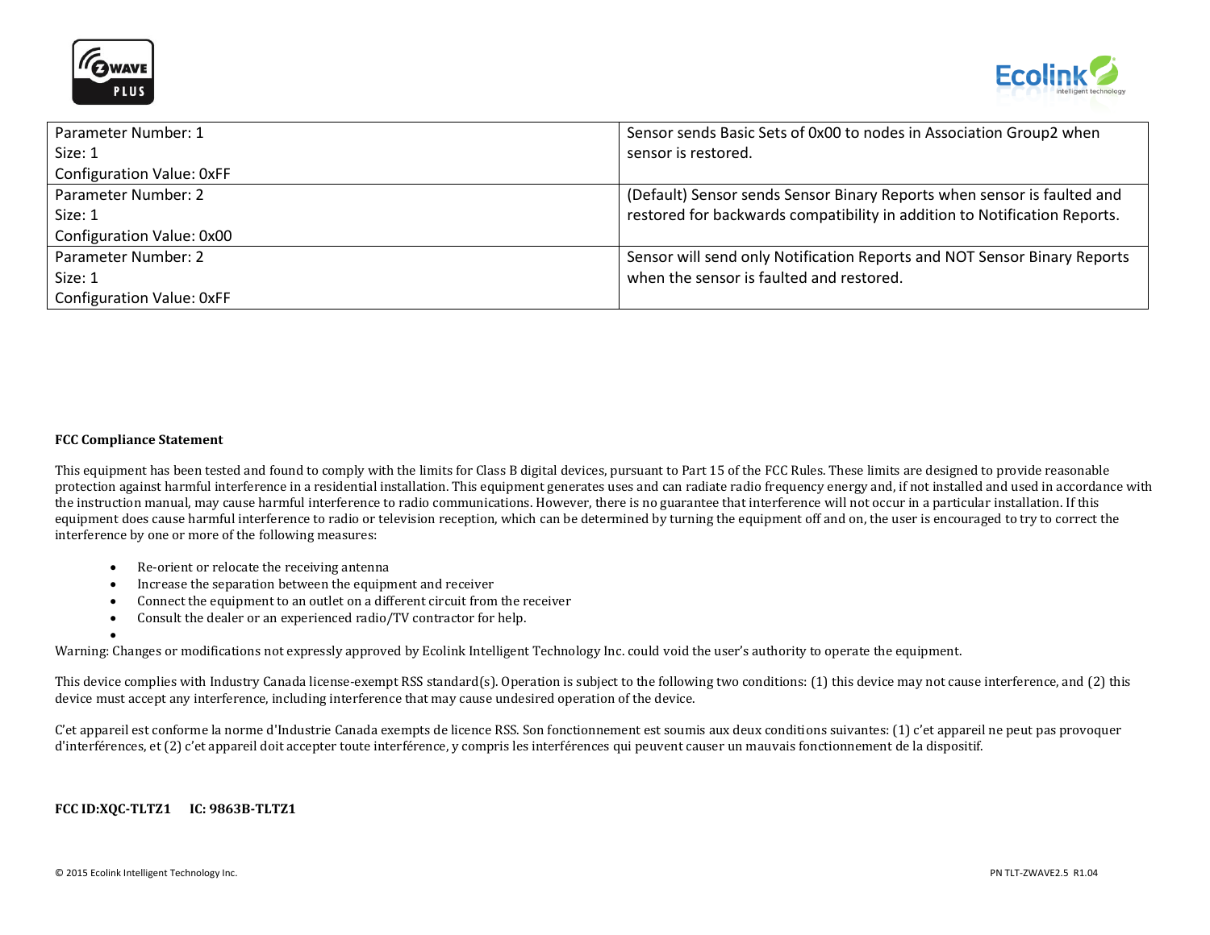| Parameter Number: 1<br>Size: 1<br>Configuration Value: 0xFF | Sensor sends Basic Sets of 0x00 to nodes in Association Group2 when sensor is restored. |
|---|---|
| Parameter Number: 2<br>Size: 1<br>Configuration Value: 0x00 | (Default) Sensor sends Sensor Binary Reports when sensor is faulted and restored for backwards compatibility in addition to Notification Reports. |
| Parameter Number: 2<br>Size: 1<br>Configuration Value: 0xFF | Sensor will send only Notification Reports and NOT Sensor Binary Reports when the sensor is faulted and restored. |

**FCC Compliance Statement**

This equipment has been tested and found to comply with the limits for Class B digital devices, pursuant to Part 15 of the FCC Rules. These limits are designed to provide reasonable protection against harmful interference in a residential installation. This equipment generates uses and can radiate radio frequency energy and, if not installed and used in accordance with the instruction manual, may cause harmful interference to radio communications. However, there is no guarantee that interference will not occur in a particular installation. If this equipment does cause harmful interference to radio or television reception, which can be determined by turning the equipment off and on, the user is encouraged to try to correct the interference by one or more of the following measures:

- Re-orient or relocate the receiving antenna
- Increase the separation between the equipment and receiver
- Connect the equipment to an outlet on a different circuit from the receiver
- Consult the dealer or an experienced radio/TV contractor for help.

Warning: Changes or modifications not expressly approved by Ecolink Intelligent Technology Inc. could void the user's authority to operate the equipment.

This device complies with Industry Canada license-exempt RSS standard(s). Operation is subject to the following two conditions: (1) this device may not cause interference, and (2) this device must accept any interference, including interference that may cause undesired operation of the device.

C'et appareil est conforme la norme d'Industrie Canada exempts de licence RSS. Son fonctionnement est soumis aux deux conditions suivantes: (1) c'et appareil ne peut pas provoquer d'interférences, et (2) c'et appareil doit accepter toute interférence, y compris les interférences qui peuvent causer un mauvais fonctionnement de la dispositif.

**FCC ID:XQC-TLTZ1 IC: 9863B-TLTZ1**

© 2015 Ecolink Intelligent Technology Inc. PN TLT-ZWAVE2.5 R1.04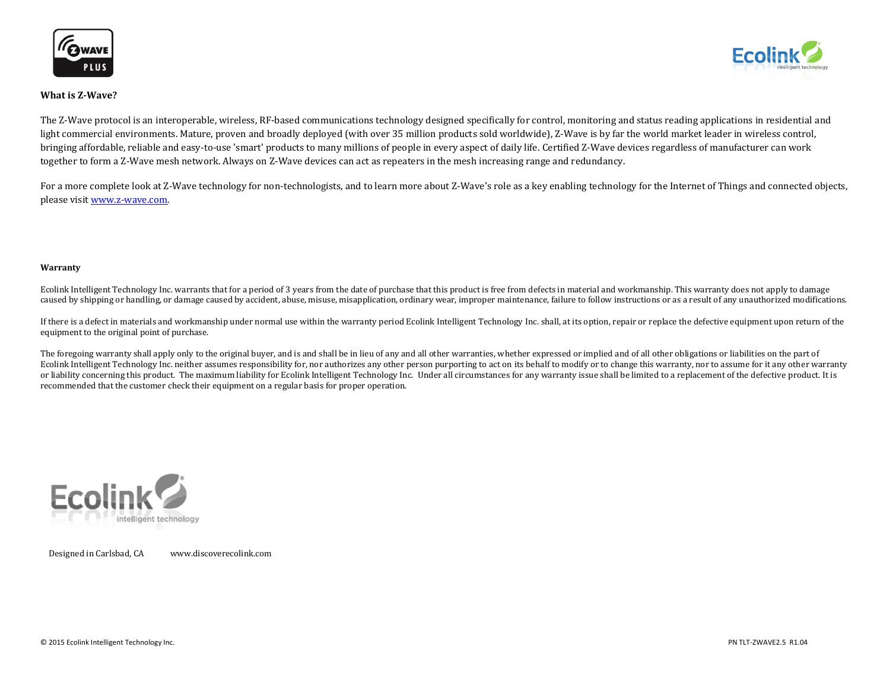## What is Z-Wave?

The Z-Wave protocol is an interoperable, wireless, RF-based communications technology designed specifically for control, monitoring and status reading applications in residential and light commercial environments. Mature, proven and broadly deployed (with over 35 million products sold worldwide), Z-Wave is by far the world market leader in wireless control, bringing affordable, reliable and easy-to-use 'smart' products to many millions of people in every aspect of daily life. Certified Z-Wave devices regardless of manufacturer can work together to form a Z-Wave mesh network. Always on Z-Wave devices can act as repeaters in the mesh increasing range and redundancy.

For a more complete look at Z-Wave technology for non-technologists, and to learn more about Z-Wave's role as a key enabling technology for the Internet of Things and connected objects, please visit [www.z-wave.com](http://www.z-wave.com).

### Warranty

Ecolink Intelligent Technology Inc. warrants that for a period of 3 years from the date of purchase that this product is free from defects in material and workmanship. This warranty does not apply to damage caused by shipping or handling, or damage caused by accident, abuse, misuse, misapplication, ordinary wear, improper maintenance, failure to follow instructions or as a result of any unauthorized modifications.

If there is a defect in materials and workmanship under normal use within the warranty period Ecolink Intelligent Technology Inc. shall, at its option, repair or replace the defective equipment upon return of the equipment to the original point of purchase.

The foregoing warranty shall apply only to the original buyer, and is and shall be in lieu of any and all other warranties, whether expressed or implied and of all other obligations or liabilities on the part of Ecolink Intelligent Technology Inc. neither assumes responsibility for, nor authorizes any other person purporting to act on its behalf to modify or to change this warranty, nor to assume for it any other warranty or liability concerning this product. The maximum liability for Ecolink Intelligent Technology Inc. Under all circumstances for any warranty issue shall be limited to a replacement of the defective product. It is recommended that the customer check their equipment on a regular basis for proper operation.

Designed in Carlsbad, CA www.discoverecolink.com

© 2015 Ecolink Intelligent Technology Inc.

PN TLT-ZWAVE2.5 R1.04